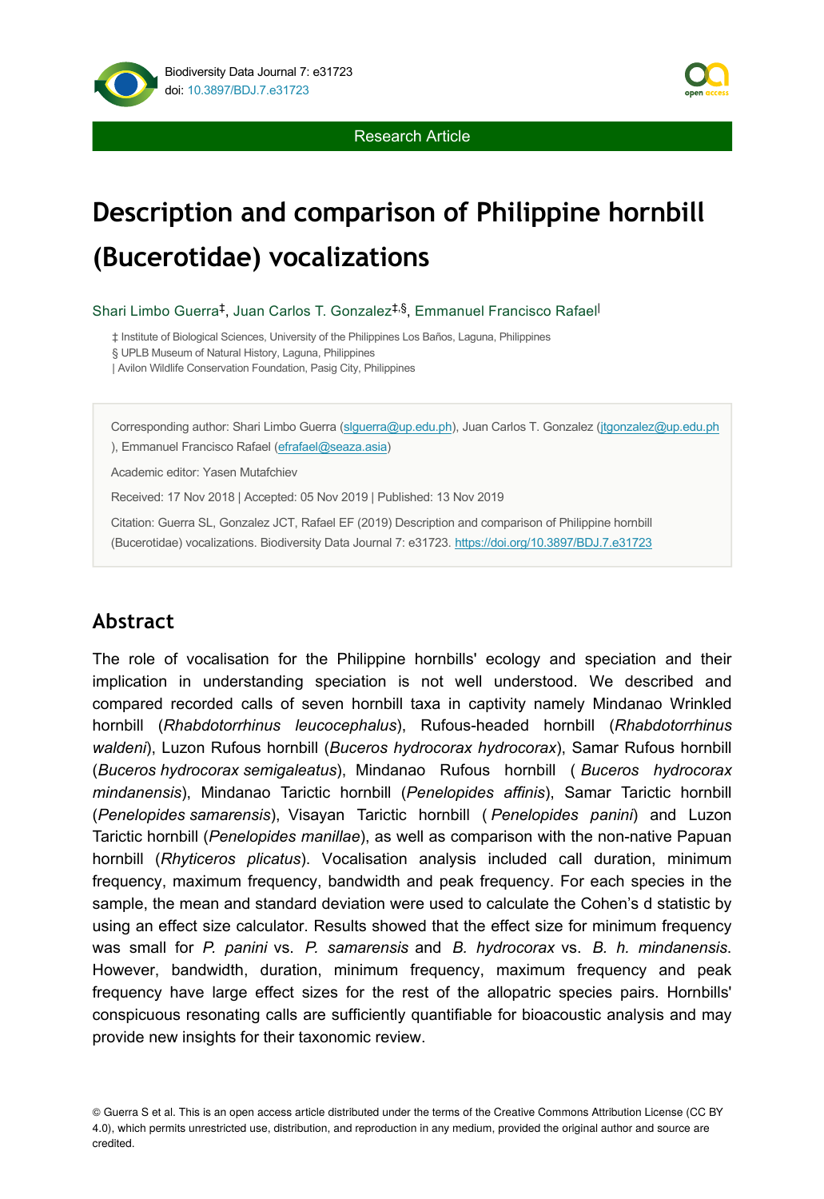Research Article

# Description and comparison of Philippine hornbill (Bucerotidae) vocalizations

Shari Limbo Guerra[‡], Juan Carlos T. Gonzalez[‡,§], Emmanuel Francisco Rafael[|]

‡ Institute of Biological Sciences, University of the Philippines Los Baños, Laguna, Philippines
§ UPLB Museum of Natural History, Laguna, Philippines
| Avilon Wildlife Conservation Foundation, Pasig City, Philippines

Corresponding author: Shari Limbo Guerra (slguerra@up.edu.ph), Juan Carlos T. Gonzalez (jtgonzalez@up.edu.ph), Emmanuel Francisco Rafael (efrafael@seaza.asia)

Academic editor: Yasen Mutafchiev

Received: 17 Nov 2018 | Accepted: 05 Nov 2019 | Published: 13 Nov 2019

Citation: Guerra SL, Gonzalez JCT, Rafael EF (2019) Description and comparison of Philippine hornbill (Bucerotidae) vocalizations. Biodiversity Data Journal 7: e31723. https://doi.org/10.3897/BDJ.7.e31723

## Abstract

The role of vocalisation for the Philippine hornbills' ecology and speciation and their implication in understanding speciation is not well understood. We described and compared recorded calls of seven hornbill taxa in captivity namely Mindanao Wrinkled hornbill (*Rhabdotorrhinus leucocephalus*), Rufous-headed hornbill (*Rhabdotorrhinus waldeni*), Luzon Rufous hornbill (*Buceros hydrocorax hydrocorax*), Samar Rufous hornbill (*Buceros hydrocorax semigaleatus*), Mindanao Rufous hornbill (*Buceros hydrocorax mindanensis*), Mindanao Tarictic hornbill (*Penelopides affinis*), Samar Tarictic hornbill (*Penelopides samarensis*), Visayan Tarictic hornbill (*Penelopides panini*) and Luzon Tarictic hornbill (*Penelopides manillae*), as well as comparison with the non-native Papuan hornbill (*Rhyticeros plicatus*). Vocalisation analysis included call duration, minimum frequency, maximum frequency, bandwidth and peak frequency. For each species in the sample, the mean and standard deviation were used to calculate the Cohen's d statistic by using an effect size calculator. Results showed that the effect size for minimum frequency was small for *P. panini* vs. *P. samarensis* and *B. hydrocorax* vs. *B. h. mindanensis*. However, bandwidth, duration, minimum frequency, maximum frequency and peak frequency have large effect sizes for the rest of the allopatric species pairs. Hornbills' conspicuous resonating calls are sufficiently quantifiable for bioacoustic analysis and may provide new insights for their taxonomic review.

© Guerra S et al. This is an open access article distributed under the terms of the Creative Commons Attribution License (CC BY 4.0), which permits unrestricted use, distribution, and reproduction in any medium, provided the original author and source are credited.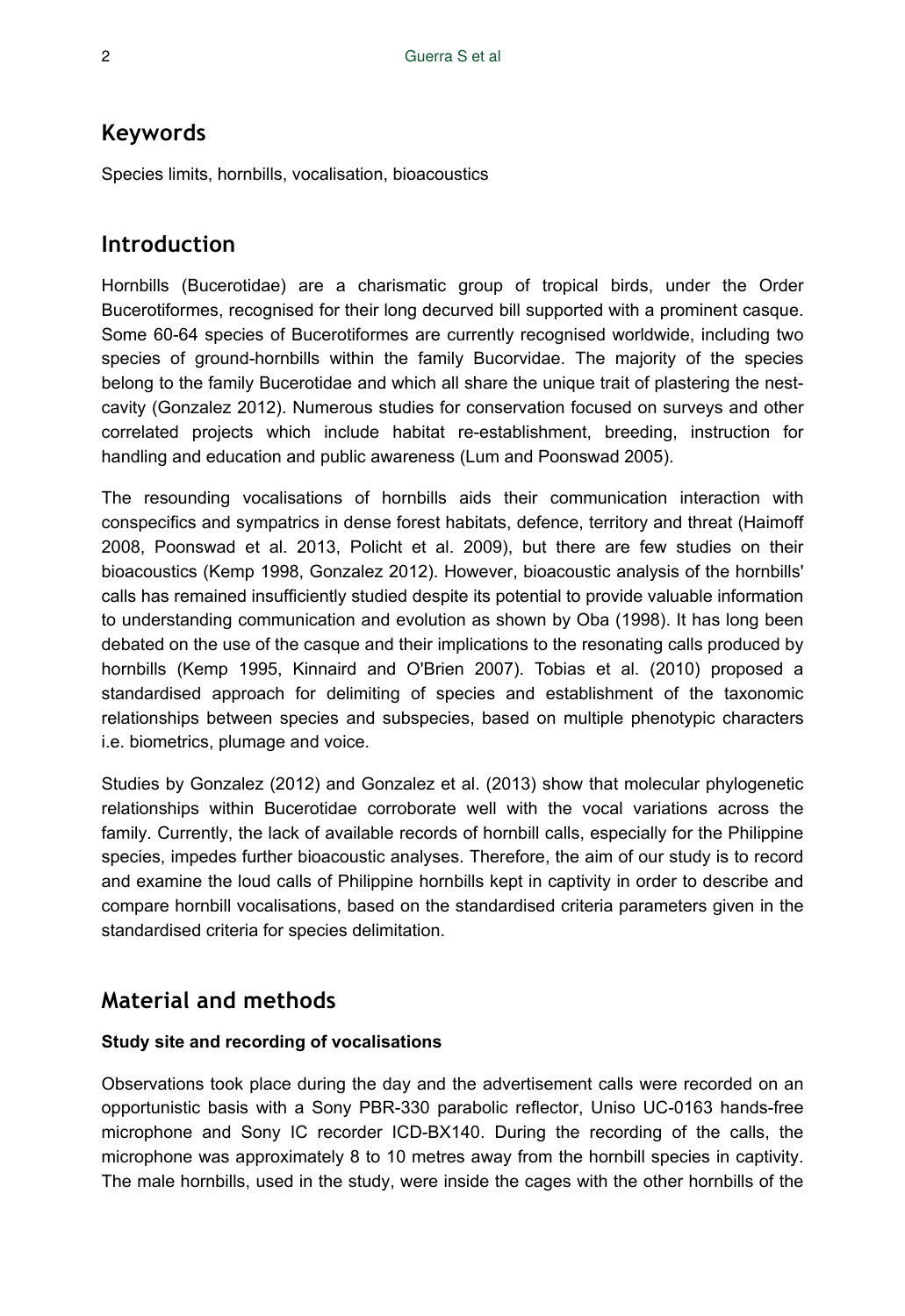## Keywords

Species limits, hornbills, vocalisation, bioacoustics

## Introduction

Hornbills (Bucerotidae) are a charismatic group of tropical birds, under the Order Bucerotiformes, recognised for their long decurved bill supported with a prominent casque. Some 60-64 species of Bucerotiformes are currently recognised worldwide, including two species of ground-hornbills within the family Bucorvidae. The majority of the species belong to the family Bucerotidae and which all share the unique trait of plastering the nest-cavity (Gonzalez 2012). Numerous studies for conservation focused on surveys and other correlated projects which include habitat re-establishment, breeding, instruction for handling and education and public awareness (Lum and Poonswad 2005).

The resounding vocalisations of hornbills aids their communication interaction with conspecifics and sympatrics in dense forest habitats, defence, territory and threat (Haimoff 2008, Poonswad et al. 2013, Policht et al. 2009), but there are few studies on their bioacoustics (Kemp 1998, Gonzalez 2012). However, bioacoustic analysis of the hornbills' calls has remained insufficiently studied despite its potential to provide valuable information to understanding communication and evolution as shown by Oba (1998). It has long been debated on the use of the casque and their implications to the resonating calls produced by hornbills (Kemp 1995, Kinnaird and O'Brien 2007). Tobias et al. (2010) proposed a standardised approach for delimiting of species and establishment of the taxonomic relationships between species and subspecies, based on multiple phenotypic characters i.e. biometrics, plumage and voice.

Studies by Gonzalez (2012) and Gonzalez et al. (2013) show that molecular phylogenetic relationships within Bucerotidae corroborate well with the vocal variations across the family. Currently, the lack of available records of hornbill calls, especially for the Philippine species, impedes further bioacoustic analyses. Therefore, the aim of our study is to record and examine the loud calls of Philippine hornbills kept in captivity in order to describe and compare hornbill vocalisations, based on the standardised criteria parameters given in the standardised criteria for species delimitation.

## Material and methods

### Study site and recording of vocalisations

Observations took place during the day and the advertisement calls were recorded on an opportunistic basis with a Sony PBR-330 parabolic reflector, Uniso UC-0163 hands-free microphone and Sony IC recorder ICD-BX140. During the recording of the calls, the microphone was approximately 8 to 10 metres away from the hornbill species in captivity. The male hornbills, used in the study, were inside the cages with the other hornbills of the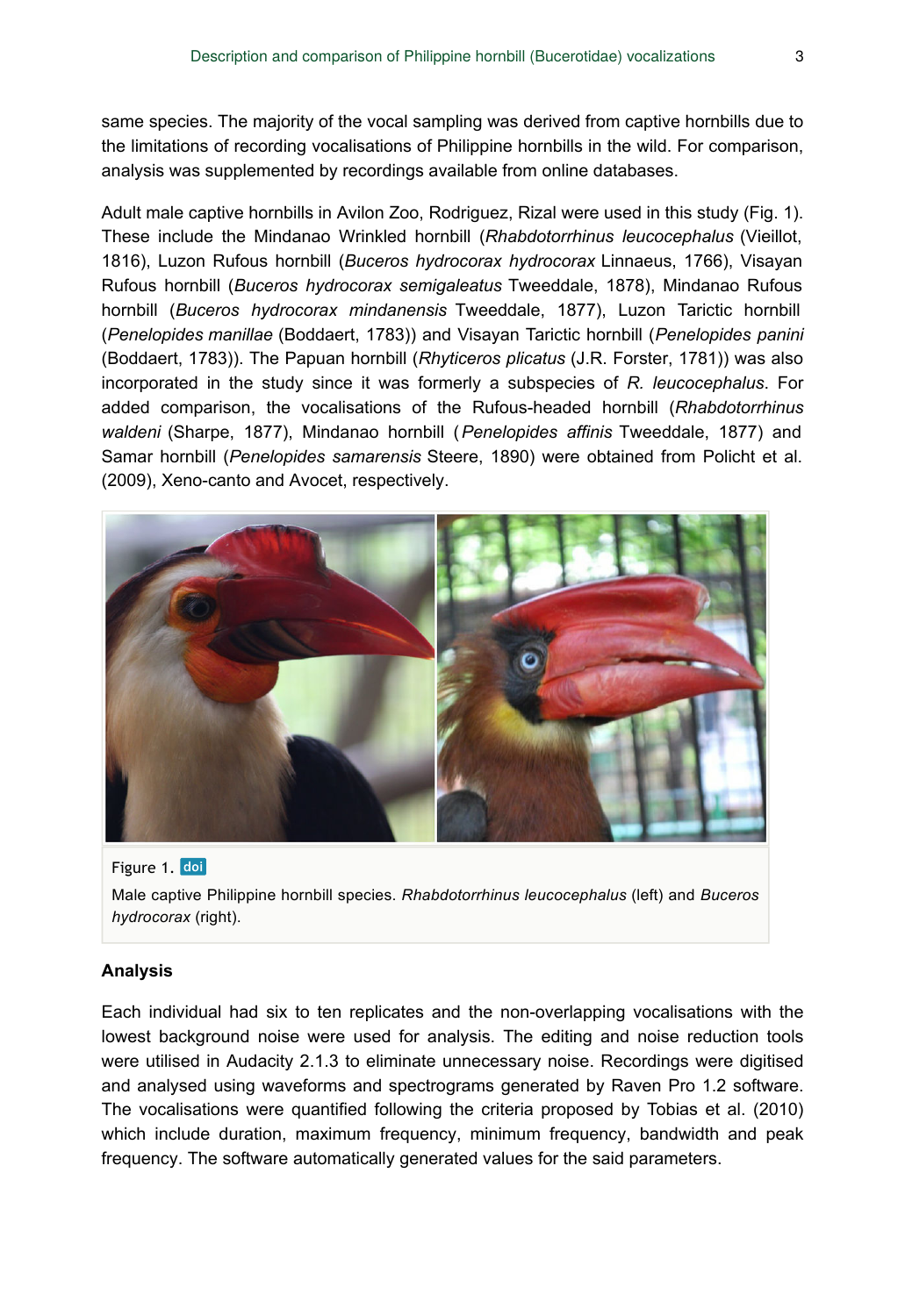same species. The majority of the vocal sampling was derived from captive hornbills due to the limitations of recording vocalisations of Philippine hornbills in the wild. For comparison, analysis was supplemented by recordings available from online databases.

Adult male captive hornbills in Avilon Zoo, Rodriguez, Rizal were used in this study (Fig. 1). These include the Mindanao Wrinkled hornbill (*Rhabdotorrhinus leucocephalus* (Vieillot, 1816), Luzon Rufous hornbill (*Buceros hydrocorax hydrocorax* Linnaeus, 1766), Visayan Rufous hornbill (*Buceros hydrocorax semigaleatus* Tweeddale, 1878), Mindanao Rufous hornbill (*Buceros hydrocorax mindanensis* Tweeddale, 1877), Luzon Tarictic hornbill (*Penelopides manillae* (Boddaert, 1783)) and Visayan Tarictic hornbill (*Penelopides panini* (Boddaert, 1783)). The Papuan hornbill (*Rhyticeros plicatus* (J.R. Forster, 1781)) was also incorporated in the study since it was formerly a subspecies of *R. leucocephalus*. For added comparison, the vocalisations of the Rufous-headed hornbill (*Rhabdotorrhinus waldeni* (Sharpe, 1877), Mindanao hornbill (*Penelopides affinis* Tweeddale, 1877) and Samar hornbill (*Penelopides samarensis* Steere, 1890) were obtained from Policht et al. (2009), Xeno-canto and Avocet, respectively.

Figure 1. doi

Male captive Philippine hornbill species. *Rhabdotorrhinus leucocephalus* (left) and *Buceros hydrocorax* (right).

### Analysis

Each individual had six to ten replicates and the non-overlapping vocalisations with the lowest background noise were used for analysis. The editing and noise reduction tools were utilised in Audacity 2.1.3 to eliminate unnecessary noise. Recordings were digitised and analysed using waveforms and spectrograms generated by Raven Pro 1.2 software. The vocalisations were quantified following the criteria proposed by Tobias et al. (2010) which include duration, maximum frequency, minimum frequency, bandwidth and peak frequency. The software automatically generated values for the said parameters.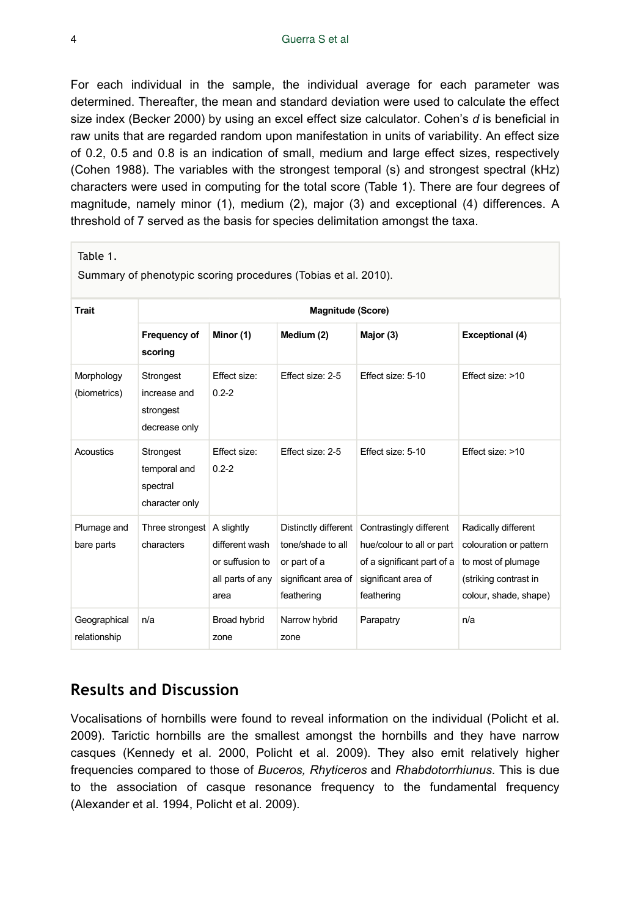For each individual in the sample, the individual average for each parameter was determined. Thereafter, the mean and standard deviation were used to calculate the effect size index (Becker 2000) by using an excel effect size calculator. Cohen's *d* is beneficial in raw units that are regarded random upon manifestation in units of variability. An effect size of 0.2, 0.5 and 0.8 is an indication of small, medium and large effect sizes, respectively (Cohen 1988). The variables with the strongest temporal (s) and strongest spectral (kHz) characters were used in computing for the total score (Table 1). There are four degrees of magnitude, namely minor (1), medium (2), major (3) and exceptional (4) differences. A threshold of 7 served as the basis for species delimitation amongst the taxa.

Table 1.

Summary of phenotypic scoring procedures (Tobias et al. 2010).

| **Trait** | **Magnitude (Score)** | | | | |
|---|---|---|---|---|---|
| | **Frequency of scoring** | **Minor (1)** | **Medium (2)** | **Major (3)** | **Exceptional (4)** |
| Morphology (biometrics) | Strongest increase and strongest decrease only | Effect size: 0.2-2 | Effect size: 2-5 | Effect size: 5-10 | Effect size: >10 |
| Acoustics | Strongest temporal and spectral character only | Effect size: 0.2-2 | Effect size: 2-5 | Effect size: 5-10 | Effect size: >10 |
| Plumage and bare parts | Three strongest characters | A slightly different wash or suffusion to all parts of any area | Distinctly different tone/shade to all or part of a significant area of feathering | Contrastingly different hue/colour to all or part of a significant part of a significant area of feathering | Radically different colouration or pattern to most of plumage (striking contrast in colour, shade, shape) |
| Geographical relationship | n/a | Broad hybrid zone | Narrow hybrid zone | Parapatry | n/a |

## Results and Discussion

Vocalisations of hornbills were found to reveal information on the individual (Policht et al. 2009). Tarictic hornbills are the smallest amongst the hornbills and they have narrow casques (Kennedy et al. 2000, Policht et al. 2009). They also emit relatively higher frequencies compared to those of *Buceros, Rhyticeros* and *Rhabdotorrhiunus*. This is due to the association of casque resonance frequency to the fundamental frequency (Alexander et al. 1994, Policht et al. 2009).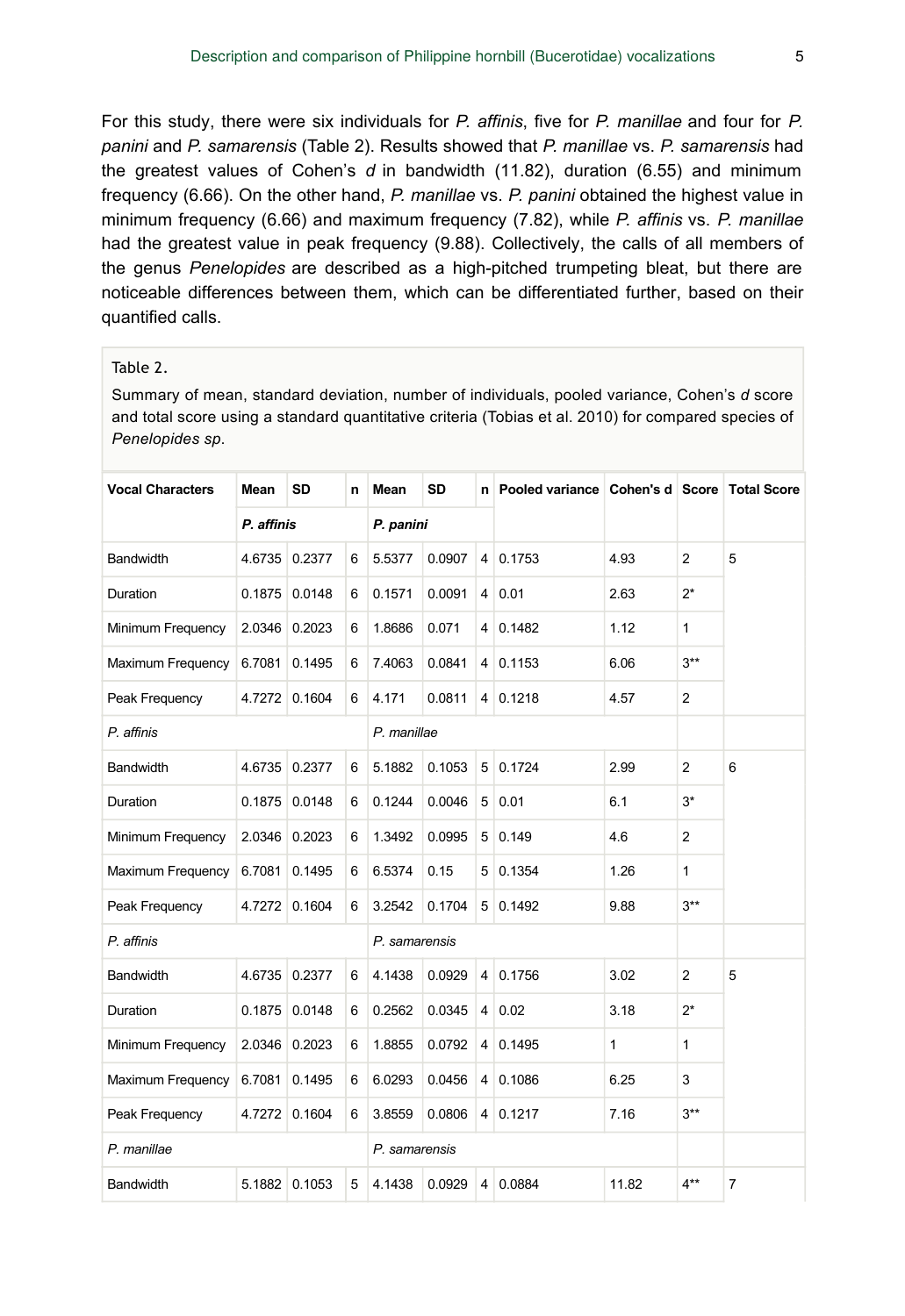For this study, there were six individuals for *P. affinis*, five for *P. manillae* and four for *P. panini* and *P. samarensis* (Table 2). Results showed that *P. manillae* vs. *P. samarensis* had the greatest values of Cohen's *d* in bandwidth (11.82), duration (6.55) and minimum frequency (6.66). On the other hand, *P. manillae* vs. *P. panini* obtained the highest value in minimum frequency (6.66) and maximum frequency (7.82), while *P. affinis* vs. *P. manillae* had the greatest value in peak frequency (9.88). Collectively, the calls of all members of the genus *Penelopides* are described as a high-pitched trumpeting bleat, but there are noticeable differences between them, which can be differentiated further, based on their quantified calls.

Table 2.

Summary of mean, standard deviation, number of individuals, pooled variance, Cohen's *d* score and total score using a standard quantitative criteria (Tobias et al. 2010) for compared species of *Penelopides sp*.

| **Vocal Characters** | **Mean** | **SD** | **n** | **Mean** | **SD** | **n** | **Pooled variance** | **Cohen's d** | **Score** | **Total Score** |
|---|---|---|---|---|---|---|---|---|---|---|
| | ***P. affinis*** | | | ***P. panini*** | | | | | | |
| Bandwidth | 4.6735 | 0.2377 | 6 | 5.5377 | 0.0907 | 4 | 0.1753 | 4.93 | 2 | 5 |
| Duration | 0.1875 | 0.0148 | 6 | 0.1571 | 0.0091 | 4 | 0.01 | 2.63 | 2* | |
| Minimum Frequency | 2.0346 | 0.2023 | 6 | 1.8686 | 0.071 | 4 | 0.1482 | 1.12 | 1 | |
| Maximum Frequency | 6.7081 | 0.1495 | 6 | 7.4063 | 0.0841 | 4 | 0.1153 | 6.06 | 3** | |
| Peak Frequency | 4.7272 | 0.1604 | 6 | 4.171 | 0.0811 | 4 | 0.1218 | 4.57 | 2 | |
| *P. affinis* | | | | *P. manillae* | | | | | | |
| Bandwidth | 4.6735 | 0.2377 | 6 | 5.1882 | 0.1053 | 5 | 0.1724 | 2.99 | 2 | 6 |
| Duration | 0.1875 | 0.0148 | 6 | 0.1244 | 0.0046 | 5 | 0.01 | 6.1 | 3* | |
| Minimum Frequency | 2.0346 | 0.2023 | 6 | 1.3492 | 0.0995 | 5 | 0.149 | 4.6 | 2 | |
| Maximum Frequency | 6.7081 | 0.1495 | 6 | 6.5374 | 0.15 | 5 | 0.1354 | 1.26 | 1 | |
| Peak Frequency | 4.7272 | 0.1604 | 6 | 3.2542 | 0.1704 | 5 | 0.1492 | 9.88 | 3** | |
| *P. affinis* | | | | *P. samarensis* | | | | | | |
| Bandwidth | 4.6735 | 0.2377 | 6 | 4.1438 | 0.0929 | 4 | 0.1756 | 3.02 | 2 | 5 |
| Duration | 0.1875 | 0.0148 | 6 | 0.2562 | 0.0345 | 4 | 0.02 | 3.18 | 2* | |
| Minimum Frequency | 2.0346 | 0.2023 | 6 | 1.8855 | 0.0792 | 4 | 0.1495 | 1 | 1 | |
| Maximum Frequency | 6.7081 | 0.1495 | 6 | 6.0293 | 0.0456 | 4 | 0.1086 | 6.25 | 3 | |
| Peak Frequency | 4.7272 | 0.1604 | 6 | 3.8559 | 0.0806 | 4 | 0.1217 | 7.16 | 3** | |
| *P. manillae* | | | | *P. samarensis* | | | | | | |
| Bandwidth | 5.1882 | 0.1053 | 5 | 4.1438 | 0.0929 | 4 | 0.0884 | 11.82 | 4** | 7 |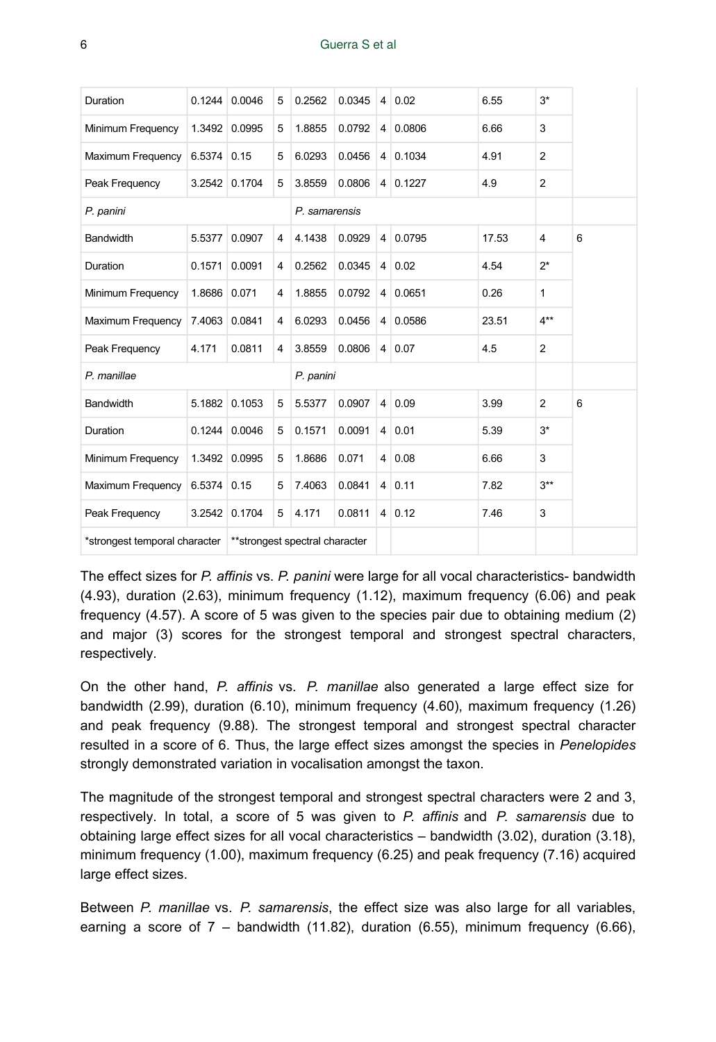| | | | | | | | | | | |
|---|---|---|---|---|---|---|---|---|---|---|
| Duration | 0.1244 | 0.0046 | 5 | 0.2562 | 0.0345 | 4 | 0.02 | 6.55 | 3* | |
| Minimum Frequency | 1.3492 | 0.0995 | 5 | 1.8855 | 0.0792 | 4 | 0.0806 | 6.66 | 3 | |
| Maximum Frequency | 6.5374 | 0.15 | 5 | 6.0293 | 0.0456 | 4 | 0.1034 | 4.91 | 2 | |
| Peak Frequency | 3.2542 | 0.1704 | 5 | 3.8559 | 0.0806 | 4 | 0.1227 | 4.9 | 2 | |
| *P. panini* | | | | *P. samarensis* | | | | | | |
| Bandwidth | 5.5377 | 0.0907 | 4 | 4.1438 | 0.0929 | 4 | 0.0795 | 17.53 | 4 | 6 |
| Duration | 0.1571 | 0.0091 | 4 | 0.2562 | 0.0345 | 4 | 0.02 | 4.54 | 2* | |
| Minimum Frequency | 1.8686 | 0.071 | 4 | 1.8855 | 0.0792 | 4 | 0.0651 | 0.26 | 1 | |
| Maximum Frequency | 7.4063 | 0.0841 | 4 | 6.0293 | 0.0456 | 4 | 0.0586 | 23.51 | 4** | |
| Peak Frequency | 4.171 | 0.0811 | 4 | 3.8559 | 0.0806 | 4 | 0.07 | 4.5 | 2 | |
| *P. manillae* | | | | *P. panini* | | | | | | |
| Bandwidth | 5.1882 | 0.1053 | 5 | 5.5377 | 0.0907 | 4 | 0.09 | 3.99 | 2 | 6 |
| Duration | 0.1244 | 0.0046 | 5 | 0.1571 | 0.0091 | 4 | 0.01 | 5.39 | 3* | |
| Minimum Frequency | 1.3492 | 0.0995 | 5 | 1.8686 | 0.071 | 4 | 0.08 | 6.66 | 3 | |
| Maximum Frequency | 6.5374 | 0.15 | 5 | 7.4063 | 0.0841 | 4 | 0.11 | 7.82 | 3** | |
| Peak Frequency | 3.2542 | 0.1704 | 5 | 4.171 | 0.0811 | 4 | 0.12 | 7.46 | 3 | |
| *strongest temporal character | **strongest spectral character | | | | | | | | | |

The effect sizes for *P. affinis* vs. *P. panini* were large for all vocal characteristics- bandwidth (4.93), duration (2.63), minimum frequency (1.12), maximum frequency (6.06) and peak frequency (4.57). A score of 5 was given to the species pair due to obtaining medium (2) and major (3) scores for the strongest temporal and strongest spectral characters, respectively.

On the other hand, *P. affinis* vs. *P. manillae* also generated a large effect size for bandwidth (2.99), duration (6.10), minimum frequency (4.60), maximum frequency (1.26) and peak frequency (9.88). The strongest temporal and strongest spectral character resulted in a score of 6. Thus, the large effect sizes amongst the species in *Penelopides* strongly demonstrated variation in vocalisation amongst the taxon.

The magnitude of the strongest temporal and strongest spectral characters were 2 and 3, respectively. In total, a score of 5 was given to *P. affinis* and *P. samarensis* due to obtaining large effect sizes for all vocal characteristics – bandwidth (3.02), duration (3.18), minimum frequency (1.00), maximum frequency (6.25) and peak frequency (7.16) acquired large effect sizes.

Between *P. manillae* vs. *P. samarensis*, the effect size was also large for all variables, earning a score of 7 – bandwidth (11.82), duration (6.55), minimum frequency (6.66),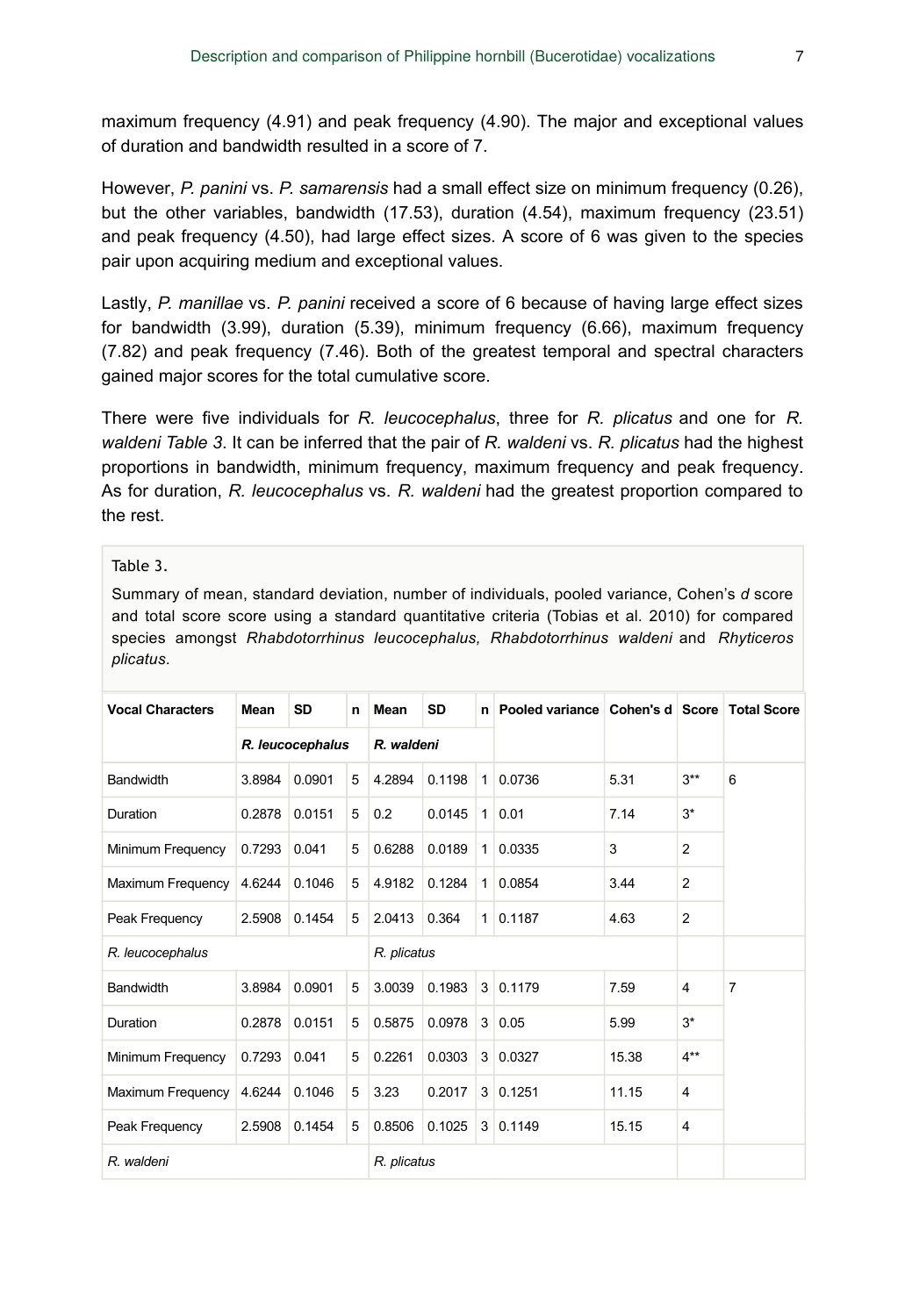maximum frequency (4.91) and peak frequency (4.90). The major and exceptional values of duration and bandwidth resulted in a score of 7.

However, *P. panini* vs. *P. samarensis* had a small effect size on minimum frequency (0.26), but the other variables, bandwidth (17.53), duration (4.54), maximum frequency (23.51) and peak frequency (4.50), had large effect sizes. A score of 6 was given to the species pair upon acquiring medium and exceptional values.

Lastly, *P. manillae* vs. *P. panini* received a score of 6 because of having large effect sizes for bandwidth (3.99), duration (5.39), minimum frequency (6.66), maximum frequency (7.82) and peak frequency (7.46). Both of the greatest temporal and spectral characters gained major scores for the total cumulative score.

There were five individuals for *R. leucocephalus*, three for *R. plicatus* and one for *R. waldeni Table 3*. It can be inferred that the pair of *R. waldeni* vs. *R. plicatus* had the highest proportions in bandwidth, minimum frequency, maximum frequency and peak frequency. As for duration, *R. leucocephalus* vs. *R. waldeni* had the greatest proportion compared to the rest.

Table 3.

Summary of mean, standard deviation, number of individuals, pooled variance, Cohen's *d* score and total score score using a standard quantitative criteria (Tobias et al. 2010) for compared species amongst *Rhabdotorrhinus leucocephalus, Rhabdotorrhinus waldeni* and *Rhyticeros plicatus*.

| Vocal Characters | Mean | SD | n | Mean | SD | n | Pooled variance | Cohen's d | Score | Total Score |
|---|---|---|---|---|---|---|---|---|---|---|
| | *R. leucocephalus* | | | *R. waldeni* | | | | | | |
| Bandwidth | 3.8984 | 0.0901 | 5 | 4.2894 | 0.1198 | 1 | 0.0736 | 5.31 | 3** | 6 |
| Duration | 0.2878 | 0.0151 | 5 | 0.2 | 0.0145 | 1 | 0.01 | 7.14 | 3* | |
| Minimum Frequency | 0.7293 | 0.041 | 5 | 0.6288 | 0.0189 | 1 | 0.0335 | 3 | 2 | |
| Maximum Frequency | 4.6244 | 0.1046 | 5 | 4.9182 | 0.1284 | 1 | 0.0854 | 3.44 | 2 | |
| Peak Frequency | 2.5908 | 0.1454 | 5 | 2.0413 | 0.364 | 1 | 0.1187 | 4.63 | 2 | |
| *R. leucocephalus* | | | | *R. plicatus* | | | | | | |
| Bandwidth | 3.8984 | 0.0901 | 5 | 3.0039 | 0.1983 | 3 | 0.1179 | 7.59 | 4 | 7 |
| Duration | 0.2878 | 0.0151 | 5 | 0.5875 | 0.0978 | 3 | 0.05 | 5.99 | 3* | |
| Minimum Frequency | 0.7293 | 0.041 | 5 | 0.2261 | 0.0303 | 3 | 0.0327 | 15.38 | 4** | |
| Maximum Frequency | 4.6244 | 0.1046 | 5 | 3.23 | 0.2017 | 3 | 0.1251 | 11.15 | 4 | |
| Peak Frequency | 2.5908 | 0.1454 | 5 | 0.8506 | 0.1025 | 3 | 0.1149 | 15.15 | 4 | |
| *R. waldeni* | | | | *R. plicatus* | | | | | | |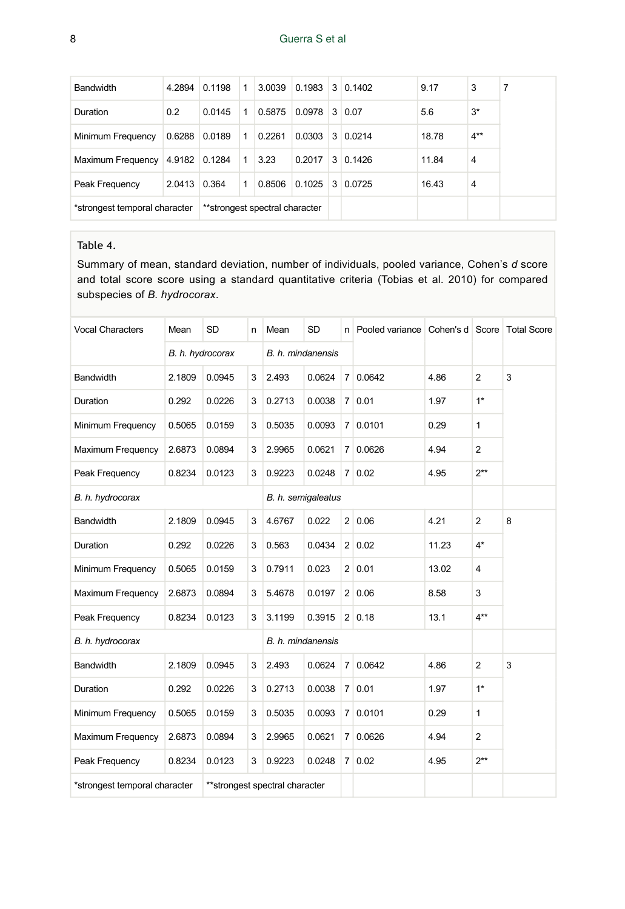| | | | | | | | | | | |
|---|---|---|---|---|---|---|---|---|---|---|
| Bandwidth | 4.2894 | 0.1198 | 1 | 3.0039 | 0.1983 | 3 | 0.1402 | 9.17 | 3 | 7 |
| Duration | 0.2 | 0.0145 | 1 | 0.5875 | 0.0978 | 3 | 0.07 | 5.6 | 3* | |
| Minimum Frequency | 0.6288 | 0.0189 | 1 | 0.2261 | 0.0303 | 3 | 0.0214 | 18.78 | 4** | |
| Maximum Frequency | 4.9182 | 0.1284 | 1 | 3.23 | 0.2017 | 3 | 0.1426 | 11.84 | 4 | |
| Peak Frequency | 2.0413 | 0.364 | 1 | 0.8506 | 0.1025 | 3 | 0.0725 | 16.43 | 4 | |
| *strongest temporal character | **strongest spectral character | | | | | | | | | |

Table 4.

Summary of mean, standard deviation, number of individuals, pooled variance, Cohen's *d* score and total score score using a standard quantitative criteria (Tobias et al. 2010) for compared subspecies of *B. hydrocorax*.

| Vocal Characters | Mean | SD | n | Mean | SD | n | Pooled variance | Cohen's d | Score | Total Score |
|---|---|---|---|---|---|---|---|---|---|---|
| | *B. h. hydrocorax* | | | *B. h. mindanensis* | | | | | | |
| Bandwidth | 2.1809 | 0.0945 | 3 | 2.493 | 0.0624 | 7 | 0.0642 | 4.86 | 2 | 3 |
| Duration | 0.292 | 0.0226 | 3 | 0.2713 | 0.0038 | 7 | 0.01 | 1.97 | 1* | |
| Minimum Frequency | 0.5065 | 0.0159 | 3 | 0.5035 | 0.0093 | 7 | 0.0101 | 0.29 | 1 | |
| Maximum Frequency | 2.6873 | 0.0894 | 3 | 2.9965 | 0.0621 | 7 | 0.0626 | 4.94 | 2 | |
| Peak Frequency | 0.8234 | 0.0123 | 3 | 0.9223 | 0.0248 | 7 | 0.02 | 4.95 | 2** | |
| *B. h. hydrocorax* | | | | *B. h. semigaleatus* | | | | | | |
| Bandwidth | 2.1809 | 0.0945 | 3 | 4.6767 | 0.022 | 2 | 0.06 | 4.21 | 2 | 8 |
| Duration | 0.292 | 0.0226 | 3 | 0.563 | 0.0434 | 2 | 0.02 | 11.23 | 4* | |
| Minimum Frequency | 0.5065 | 0.0159 | 3 | 0.7911 | 0.023 | 2 | 0.01 | 13.02 | 4 | |
| Maximum Frequency | 2.6873 | 0.0894 | 3 | 5.4678 | 0.0197 | 2 | 0.06 | 8.58 | 3 | |
| Peak Frequency | 0.8234 | 0.0123 | 3 | 3.1199 | 0.3915 | 2 | 0.18 | 13.1 | 4** | |
| *B. h. hydrocorax* | | | | *B. h. mindanensis* | | | | | | |
| Bandwidth | 2.1809 | 0.0945 | 3 | 2.493 | 0.0624 | 7 | 0.0642 | 4.86 | 2 | 3 |
| Duration | 0.292 | 0.0226 | 3 | 0.2713 | 0.0038 | 7 | 0.01 | 1.97 | 1* | |
| Minimum Frequency | 0.5065 | 0.0159 | 3 | 0.5035 | 0.0093 | 7 | 0.0101 | 0.29 | 1 | |
| Maximum Frequency | 2.6873 | 0.0894 | 3 | 2.9965 | 0.0621 | 7 | 0.0626 | 4.94 | 2 | |
| Peak Frequency | 0.8234 | 0.0123 | 3 | 0.9223 | 0.0248 | 7 | 0.02 | 4.95 | 2** | |
| *strongest temporal character | **strongest spectral character | | | | | | | | | |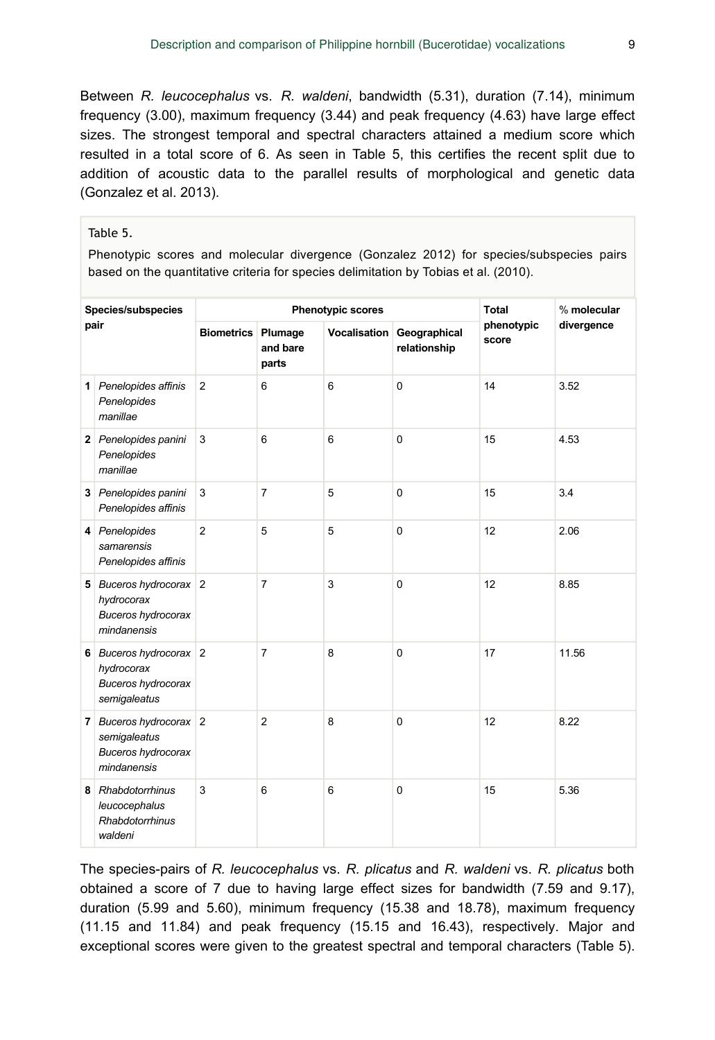Between *R. leucocephalus* vs. *R. waldeni*, bandwidth (5.31), duration (7.14), minimum frequency (3.00), maximum frequency (3.44) and peak frequency (4.63) have large effect sizes. The strongest temporal and spectral characters attained a medium score which resulted in a total score of 6. As seen in Table 5, this certifies the recent split due to addition of acoustic data to the parallel results of morphological and genetic data (Gonzalez et al. 2013).

Table 5.

Phenotypic scores and molecular divergence (Gonzalez 2012) for species/subspecies pairs based on the quantitative criteria for species delimitation by Tobias et al. (2010).

| Species/subspecies pair | | Phenotypic scores | | | | Total phenotypic score | % molecular divergence |
|---|---|---|---|---|---|---|---|
| | | Biometrics | Plumage and bare parts | Vocalisation | Geographical relationship | | |
| 1 | *Penelopides affinis* *Penelopides manillae* | 2 | 6 | 6 | 0 | 14 | 3.52 |
| 2 | *Penelopides panini* *Penelopides manillae* | 3 | 6 | 6 | 0 | 15 | 4.53 |
| 3 | *Penelopides panini* *Penelopides affinis* | 3 | 7 | 5 | 0 | 15 | 3.4 |
| 4 | *Penelopides samarensis* *Penelopides affinis* | 2 | 5 | 5 | 0 | 12 | 2.06 |
| 5 | *Buceros hydrocorax hydrocorax* *Buceros hydrocorax mindanensis* | 2 | 7 | 3 | 0 | 12 | 8.85 |
| 6 | *Buceros hydrocorax hydrocorax* *Buceros hydrocorax semigaleatus* | 2 | 7 | 8 | 0 | 17 | 11.56 |
| 7 | *Buceros hydrocorax semigaleatus* *Buceros hydrocorax mindanensis* | 2 | 2 | 8 | 0 | 12 | 8.22 |
| 8 | *Rhabdotorrhinus leucocephalus* *Rhabdotorrhinus waldeni* | 3 | 6 | 6 | 0 | 15 | 5.36 |

The species-pairs of *R. leucocephalus* vs. *R. plicatus* and *R. waldeni* vs. *R. plicatus* both obtained a score of 7 due to having large effect sizes for bandwidth (7.59 and 9.17), duration (5.99 and 5.60), minimum frequency (15.38 and 18.78), maximum frequency (11.15 and 11.84) and peak frequency (15.15 and 16.43), respectively. Major and exceptional scores were given to the greatest spectral and temporal characters (Table 5).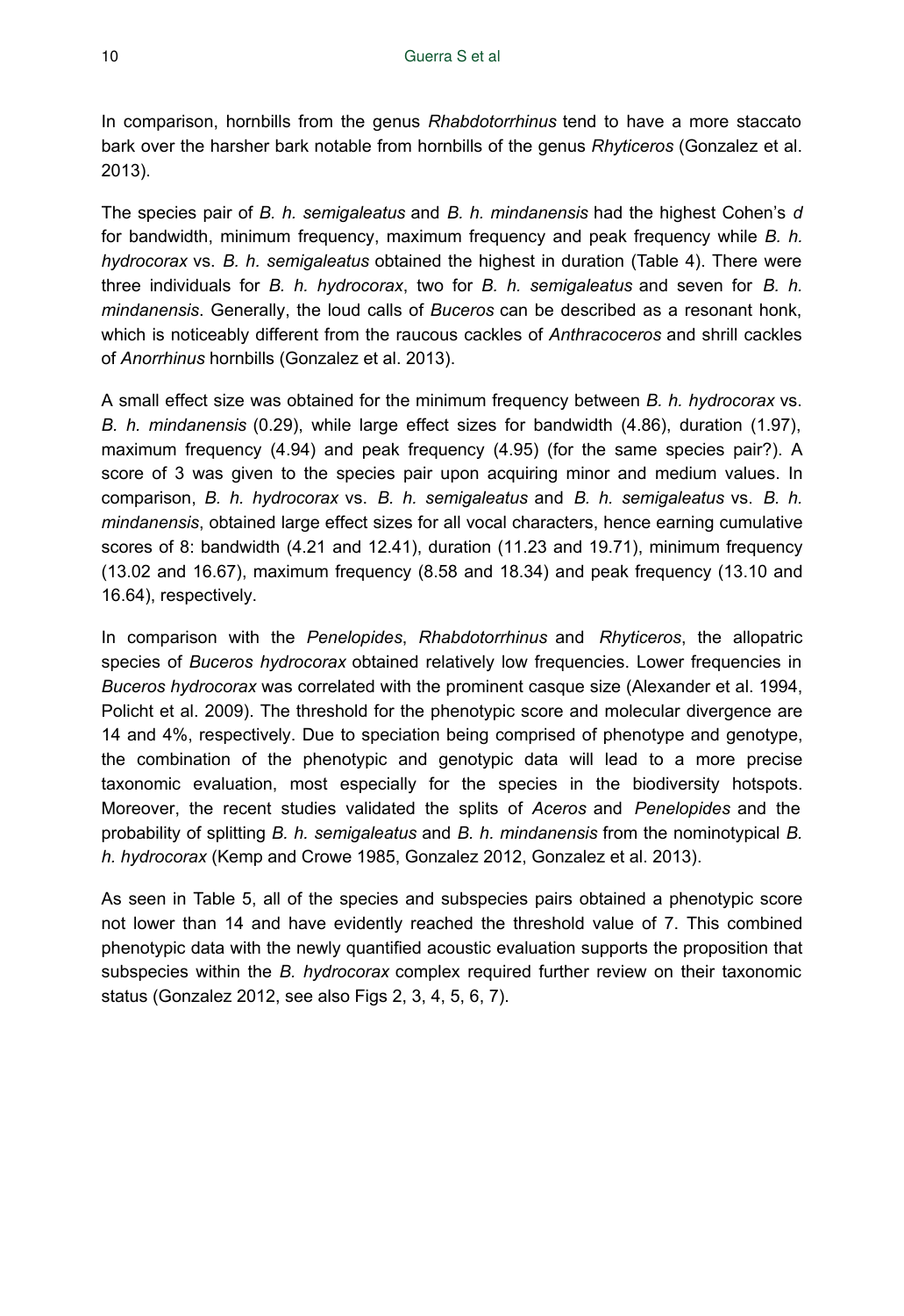In comparison, hornbills from the genus *Rhabdotorrhinus* tend to have a more staccato bark over the harsher bark notable from hornbills of the genus *Rhyticeros* (Gonzalez et al. 2013).

The species pair of *B. h. semigaleatus* and *B. h. mindanensis* had the highest Cohen's *d* for bandwidth, minimum frequency, maximum frequency and peak frequency while *B. h. hydrocorax* vs. *B. h. semigaleatus* obtained the highest in duration (Table 4). There were three individuals for *B. h. hydrocorax*, two for *B. h. semigaleatus* and seven for *B. h. mindanensis*. Generally, the loud calls of *Buceros* can be described as a resonant honk, which is noticeably different from the raucous cackles of *Anthracoceros* and shrill cackles of *Anorrhinus* hornbills (Gonzalez et al. 2013).

A small effect size was obtained for the minimum frequency between *B. h. hydrocorax* vs. *B. h. mindanensis* (0.29), while large effect sizes for bandwidth (4.86), duration (1.97), maximum frequency (4.94) and peak frequency (4.95) (for the same species pair?). A score of 3 was given to the species pair upon acquiring minor and medium values. In comparison, *B. h. hydrocorax* vs. *B. h. semigaleatus* and *B. h. semigaleatus* vs. *B. h. mindanensis*, obtained large effect sizes for all vocal characters, hence earning cumulative scores of 8: bandwidth (4.21 and 12.41), duration (11.23 and 19.71), minimum frequency (13.02 and 16.67), maximum frequency (8.58 and 18.34) and peak frequency (13.10 and 16.64), respectively.

In comparison with the *Penelopides*, *Rhabdotorrhinus* and *Rhyticeros*, the allopatric species of *Buceros hydrocorax* obtained relatively low frequencies. Lower frequencies in *Buceros hydrocorax* was correlated with the prominent casque size (Alexander et al. 1994, Policht et al. 2009). The threshold for the phenotypic score and molecular divergence are 14 and 4%, respectively. Due to speciation being comprised of phenotype and genotype, the combination of the phenotypic and genotypic data will lead to a more precise taxonomic evaluation, most especially for the species in the biodiversity hotspots. Moreover, the recent studies validated the splits of *Aceros* and *Penelopides* and the probability of splitting *B. h. semigaleatus* and *B. h. mindanensis* from the nominotypical *B. h. hydrocorax* (Kemp and Crowe 1985, Gonzalez 2012, Gonzalez et al. 2013).

As seen in Table 5, all of the species and subspecies pairs obtained a phenotypic score not lower than 14 and have evidently reached the threshold value of 7. This combined phenotypic data with the newly quantified acoustic evaluation supports the proposition that subspecies within the *B. hydrocorax* complex required further review on their taxonomic status (Gonzalez 2012, see also Figs 2, 3, 4, 5, 6, 7).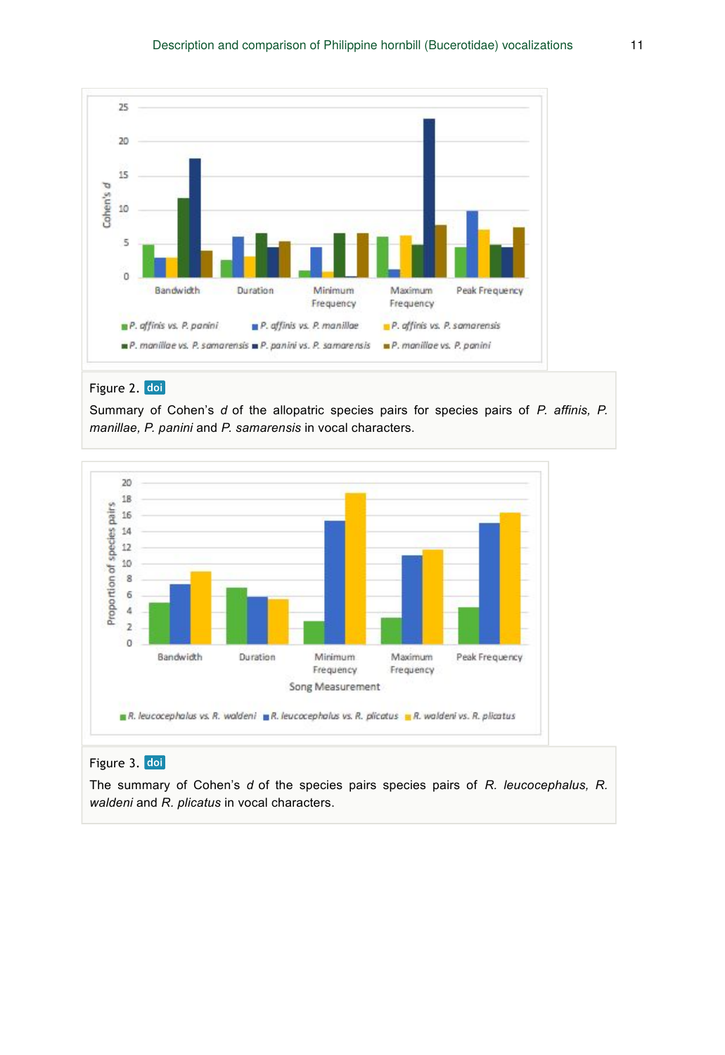25
20
15
10
5
0

Cohen's *d*

Bandwidth
Duration
Minimum Frequency
Maximum Frequency
Peak Frequency

*P. affinis* vs. *P. panini*
*P. affinis* vs. *P. manillae*
*P. affinis* vs. *P. samarensis*
*P. manillae* vs. *P. samarensis*
*P. panini* vs. *P. samarensis*
*P. manillae* vs. *P. panini*

Figure 2. doi

Summary of Cohen's *d* of the allopatric species pairs for species pairs of *P. affinis, P. manillae, P. panini* and *P. samarensis* in vocal characters.

20
18
16
14
12
10
8
6
4
2
0

Proportion of species pairs

Bandwidth
Duration
Minimum Frequency
Maximum Frequency
Peak Frequency

Song Measurement

*R. leucocephalus* vs. *R. waldeni*
*R. leucocephalus* vs. *R. plicatus*
*R. waldeni* vs. *R. plicatus*

Figure 3. doi

The summary of Cohen's *d* of the species pairs species pairs of *R. leucocephalus, R. waldeni* and *R. plicatus* in vocal characters.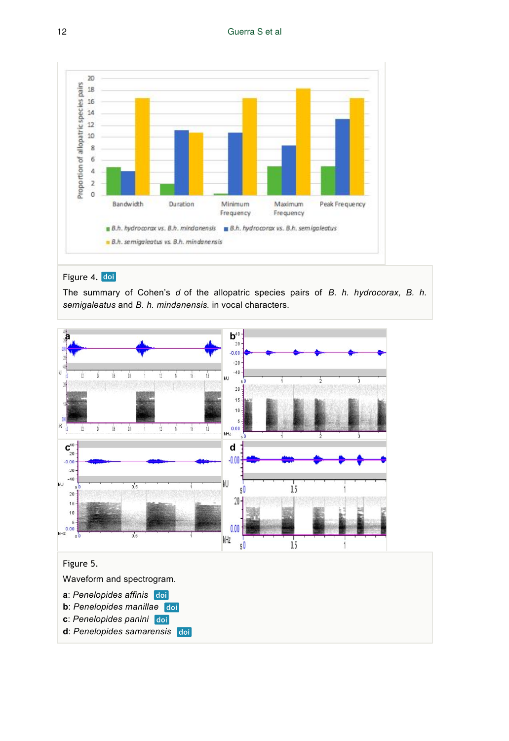Proportion of allopatric species pairs

20
18
16
14
12
10
8
6
4
2
0

Bandwidth
Duration
Minimum Frequency
Maximum Frequency
Peak Frequency

B.h. hydrocorax vs. B.h. mindanensis
B.h. hydrocorax vs. B.h. semigaleatus
B.h. semigaleatus vs. B.h. mindanensis

Figure 4. doi

The summary of Cohen's *d* of the allopatric species pairs of *B. h. hydrocorax*, *B. h. semigaleatus* and *B. h. mindanensis.* in vocal characters.

Figure 5.

Waveform and spectrogram.

**a**: *Penelopides affinis* doi
**b**: *Penelopides manillae* doi
**c**: *Penelopides panini* doi
**d**: *Penelopides samarensis* doi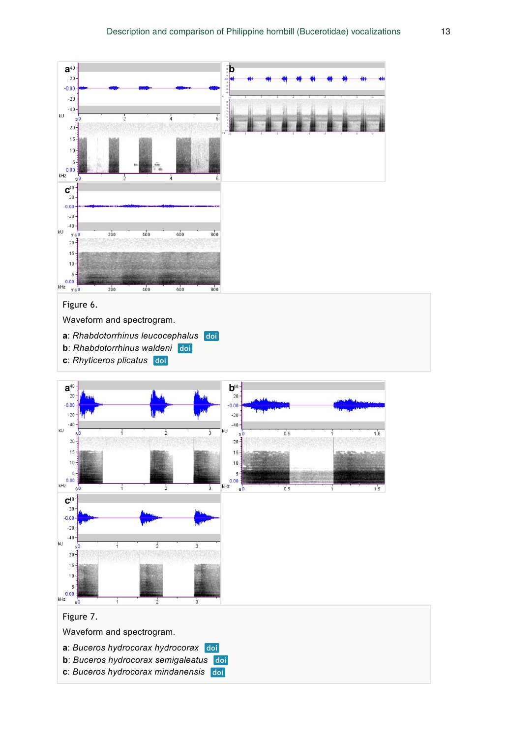a
40
20
-0.00
-20
-40
kU
s 0
2
4
6
20
15
10
5
0.00
kHz
s 0
2
4
6

b

c
40
20
-0.00
-20
-40
kU
ms 0
200
400
600
800
20
15
10
5
0.00
kHz
ms 0
200
400
600
800

Figure 6.

Waveform and spectrogram.

**a**: *Rhabdotorrhinus leucocephalus* doi

**b**: *Rhabdotorrhinus waldeni* doi

**c**: *Rhyticeros plicatus* doi

a
40
20
-0.00
-20
-40
kU
s 0
1
2
3
20
15
10
5
0.00
kHz
s 0
1
2
3

b
40
20
-0.00
-20
-40
kU
s 0
0.5
1
1.5
20
15
10
5
0.00
kHz
s 0
0.5
1
1.5

c
40
20
-0.00
-20
-40
kU
s 0
1
2
3
20
15
10
5
0.00
kHz
s 0
1
2
3

Figure 7.

Waveform and spectrogram.

**a**: *Buceros hydrocorax hydrocorax* doi

**b**: *Buceros hydrocorax semigaleatus* doi

**c**: *Buceros hydrocorax mindanensis* doi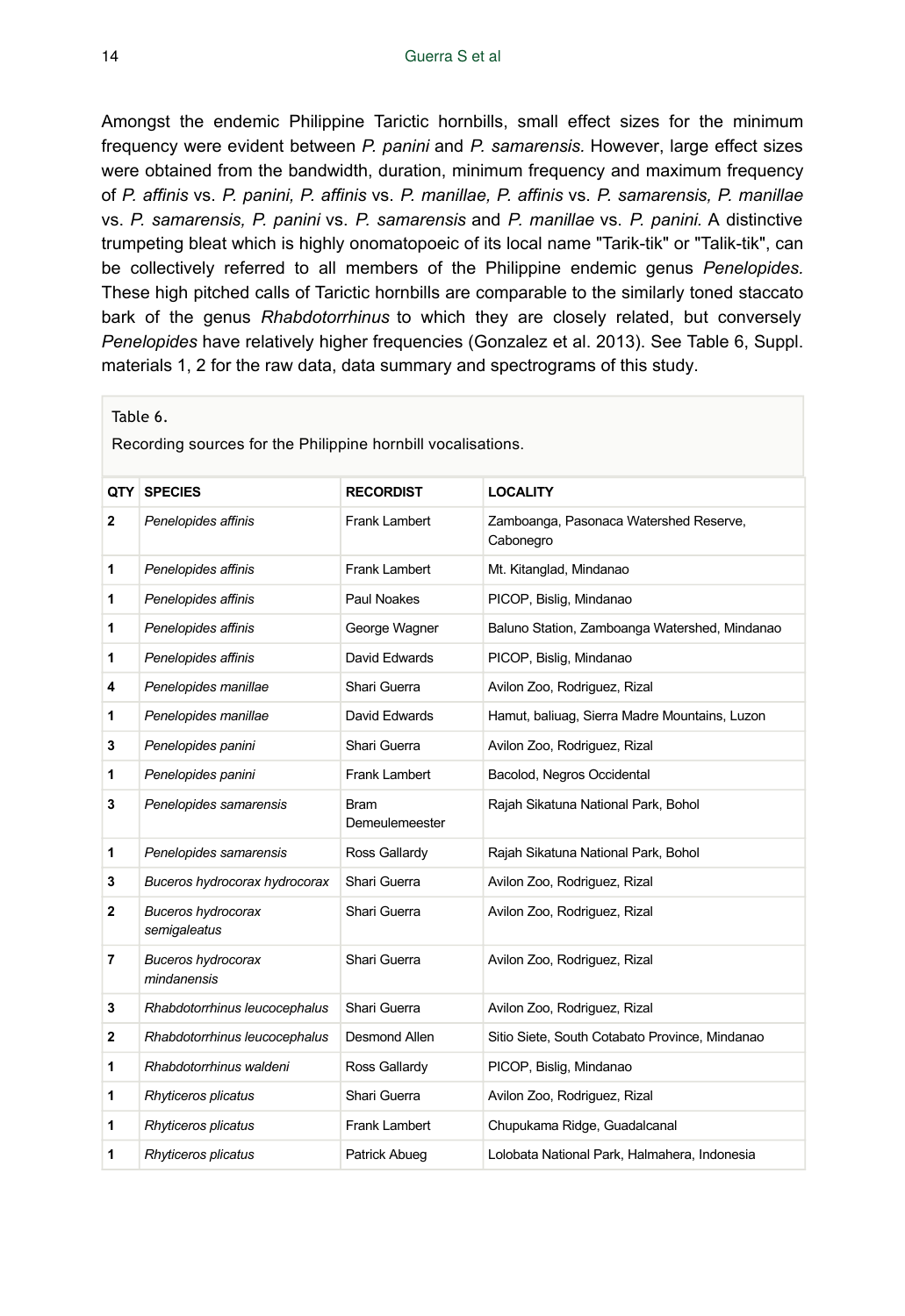Amongst the endemic Philippine Tarictic hornbills, small effect sizes for the minimum frequency were evident between *P. panini* and *P. samarensis.* However, large effect sizes were obtained from the bandwidth, duration, minimum frequency and maximum frequency of *P. affinis* vs. *P. panini, P. affinis* vs. *P. manillae, P. affinis* vs. *P. samarensis, P. manillae* vs. *P. samarensis, P. panini* vs. *P. samarensis* and *P. manillae* vs. *P. panini.* A distinctive trumpeting bleat which is highly onomatopoeic of its local name "Tarik-tik" or "Talik-tik", can be collectively referred to all members of the Philippine endemic genus *Penelopides.* These high pitched calls of Tarictic hornbills are comparable to the similarly toned staccato bark of the genus *Rhabdotorrhinus* to which they are closely related, but conversely *Penelopides* have relatively higher frequencies (Gonzalez et al. 2013). See Table 6, Suppl. materials 1, 2 for the raw data, data summary and spectrograms of this study.

Table 6.

Recording sources for the Philippine hornbill vocalisations.

| QTY | SPECIES | RECORDIST | LOCALITY |
|---|---|---|---|
| 2 | *Penelopides affinis* | Frank Lambert | Zamboanga, Pasonaca Watershed Reserve, Cabonegro |
| 1 | *Penelopides affinis* | Frank Lambert | Mt. Kitanglad, Mindanao |
| 1 | *Penelopides affinis* | Paul Noakes | PICOP, Bislig, Mindanao |
| 1 | *Penelopides affinis* | George Wagner | Baluno Station, Zamboanga Watershed, Mindanao |
| 1 | *Penelopides affinis* | David Edwards | PICOP, Bislig, Mindanao |
| 4 | *Penelopides manillae* | Shari Guerra | Avilon Zoo, Rodriguez, Rizal |
| 1 | *Penelopides manillae* | David Edwards | Hamut, baliuag, Sierra Madre Mountains, Luzon |
| 3 | *Penelopides panini* | Shari Guerra | Avilon Zoo, Rodriguez, Rizal |
| 1 | *Penelopides panini* | Frank Lambert | Bacolod, Negros Occidental |
| 3 | *Penelopides samarensis* | Bram Demeulemeester | Rajah Sikatuna National Park, Bohol |
| 1 | *Penelopides samarensis* | Ross Gallardy | Rajah Sikatuna National Park, Bohol |
| 3 | *Buceros hydrocorax hydrocorax* | Shari Guerra | Avilon Zoo, Rodriguez, Rizal |
| 2 | *Buceros hydrocorax semigaleatus* | Shari Guerra | Avilon Zoo, Rodriguez, Rizal |
| 7 | *Buceros hydrocorax mindanensis* | Shari Guerra | Avilon Zoo, Rodriguez, Rizal |
| 3 | *Rhabdotorrhinus leucocephalus* | Shari Guerra | Avilon Zoo, Rodriguez, Rizal |
| 2 | *Rhabdotorrhinus leucocephalus* | Desmond Allen | Sitio Siete, South Cotabato Province, Mindanao |
| 1 | *Rhabdotorrhinus waldeni* | Ross Gallardy | PICOP, Bislig, Mindanao |
| 1 | *Rhyticeros plicatus* | Shari Guerra | Avilon Zoo, Rodriguez, Rizal |
| 1 | *Rhyticeros plicatus* | Frank Lambert | Chupukama Ridge, Guadalcanal |
| 1 | *Rhyticeros plicatus* | Patrick Abueg | Lolobata National Park, Halmahera, Indonesia |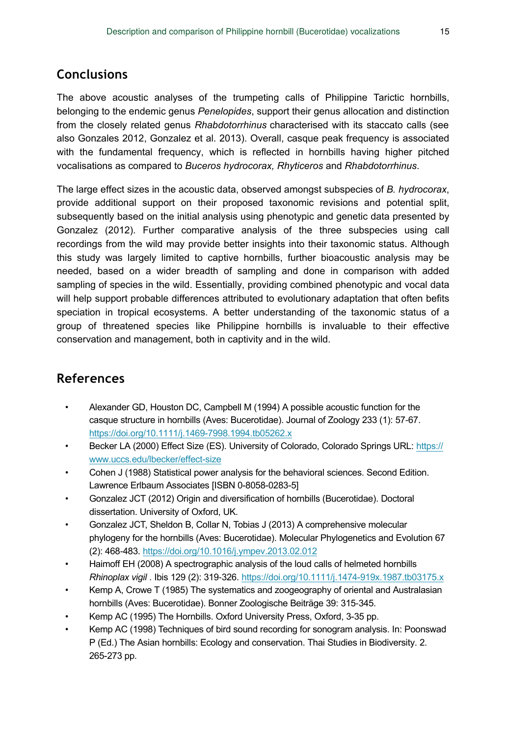## Conclusions

The above acoustic analyses of the trumpeting calls of Philippine Tarictic hornbills, belonging to the endemic genus *Penelopides*, support their genus allocation and distinction from the closely related genus *Rhabdotorrhinus* characterised with its staccato calls (see also Gonzales 2012, Gonzalez et al. 2013). Overall, casque peak frequency is associated with the fundamental frequency, which is reflected in hornbills having higher pitched vocalisations as compared to *Buceros hydrocorax, Rhyticeros* and *Rhabdotorrhinus*.

The large effect sizes in the acoustic data, observed amongst subspecies of *B. hydrocorax*, provide additional support on their proposed taxonomic revisions and potential split, subsequently based on the initial analysis using phenotypic and genetic data presented by Gonzalez (2012). Further comparative analysis of the three subspecies using call recordings from the wild may provide better insights into their taxonomic status. Although this study was largely limited to captive hornbills, further bioacoustic analysis may be needed, based on a wider breadth of sampling and done in comparison with added sampling of species in the wild. Essentially, providing combined phenotypic and vocal data will help support probable differences attributed to evolutionary adaptation that often befits speciation in tropical ecosystems. A better understanding of the taxonomic status of a group of threatened species like Philippine hornbills is invaluable to their effective conservation and management, both in captivity and in the wild.

## References

- Alexander GD, Houston DC, Campbell M (1994) A possible acoustic function for the casque structure in hornbills (Aves: Bucerotidae). Journal of Zoology 233 (1): 57-67. https://doi.org/10.1111/j.1469-7998.1994.tb05262.x
- Becker LA (2000) Effect Size (ES). University of Colorado, Colorado Springs URL: https://www.uccs.edu/lbecker/effect-size
- Cohen J (1988) Statistical power analysis for the behavioral sciences. Second Edition. Lawrence Erlbaum Associates [ISBN 0-8058-0283-5]
- Gonzalez JCT (2012) Origin and diversification of hornbills (Bucerotidae). Doctoral dissertation. University of Oxford, UK.
- Gonzalez JCT, Sheldon B, Collar N, Tobias J (2013) A comprehensive molecular phylogeny for the hornbills (Aves: Bucerotidae). Molecular Phylogenetics and Evolution 67 (2): 468-483. https://doi.org/10.1016/j.ympev.2013.02.012
- Haimoff EH (2008) A spectrographic analysis of the loud calls of helmeted hornbills *Rhinoplax vigil* . Ibis 129 (2): 319-326. https://doi.org/10.1111/j.1474-919x.1987.tb03175.x
- Kemp A, Crowe T (1985) The systematics and zoogeography of oriental and Australasian hornbills (Aves: Bucerotidae). Bonner Zoologische Beiträge 39: 315-345.
- Kemp AC (1995) The Hornbills. Oxford University Press, Oxford, 3-35 pp.
- Kemp AC (1998) Techniques of bird sound recording for sonogram analysis. In: Poonswad P (Ed.) The Asian hornbills: Ecology and conservation. Thai Studies in Biodiversity. 2. 265-273 pp.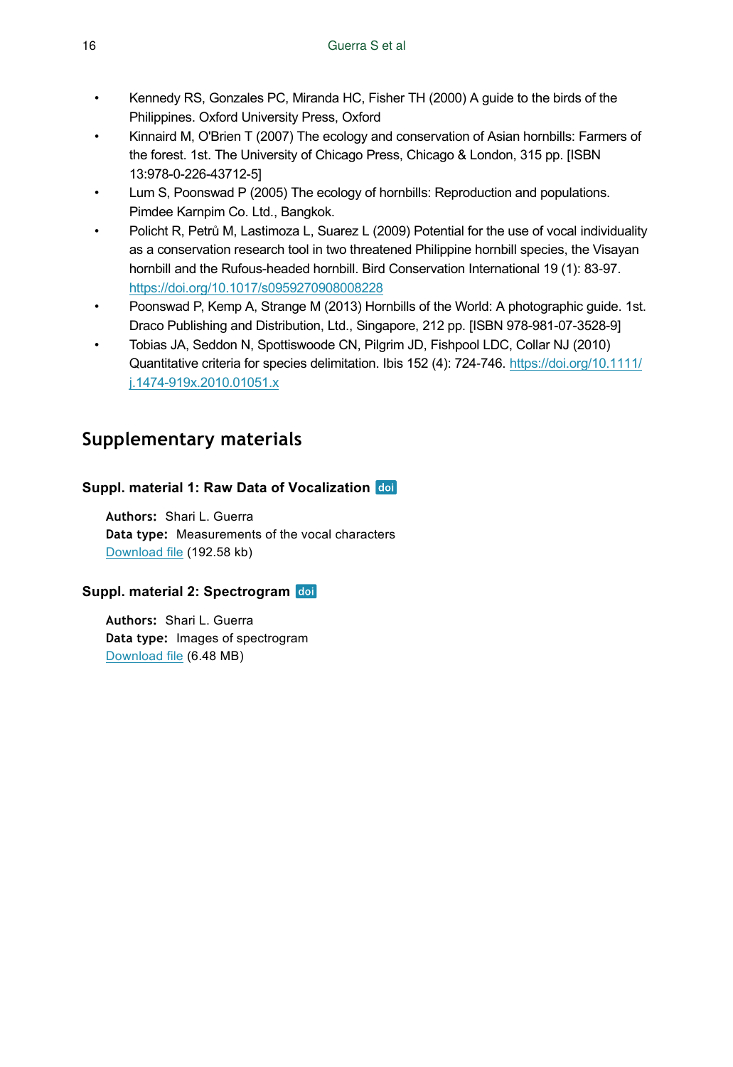- Kennedy RS, Gonzales PC, Miranda HC, Fisher TH (2000) A guide to the birds of the Philippines. Oxford University Press, Oxford
- Kinnaird M, O'Brien T (2007) The ecology and conservation of Asian hornbills: Farmers of the forest. 1st. The University of Chicago Press, Chicago & London, 315 pp. [ISBN 13:978-0-226-43712-5]
- Lum S, Poonswad P (2005) The ecology of hornbills: Reproduction and populations. Pimdee Karnpim Co. Ltd., Bangkok.
- Policht R, Petrů M, Lastimoza L, Suarez L (2009) Potential for the use of vocal individuality as a conservation research tool in two threatened Philippine hornbill species, the Visayan hornbill and the Rufous-headed hornbill. Bird Conservation International 19 (1): 83-97. https://doi.org/10.1017/s0959270908008228
- Poonswad P, Kemp A, Strange M (2013) Hornbills of the World: A photographic guide. 1st. Draco Publishing and Distribution, Ltd., Singapore, 212 pp. [ISBN 978-981-07-3528-9]
- Tobias JA, Seddon N, Spottiswoode CN, Pilgrim JD, Fishpool LDC, Collar NJ (2010) Quantitative criteria for species delimitation. Ibis 152 (4): 724-746. https://doi.org/10.1111/j.1474-919x.2010.01051.x

## Supplementary materials

### Suppl. material 1: Raw Data of Vocalization doi

**Authors:** Shari L. Guerra
**Data type:** Measurements of the vocal characters
Download file (192.58 kb)

### Suppl. material 2: Spectrogram doi

**Authors:** Shari L. Guerra
**Data type:** Images of spectrogram
Download file (6.48 MB)